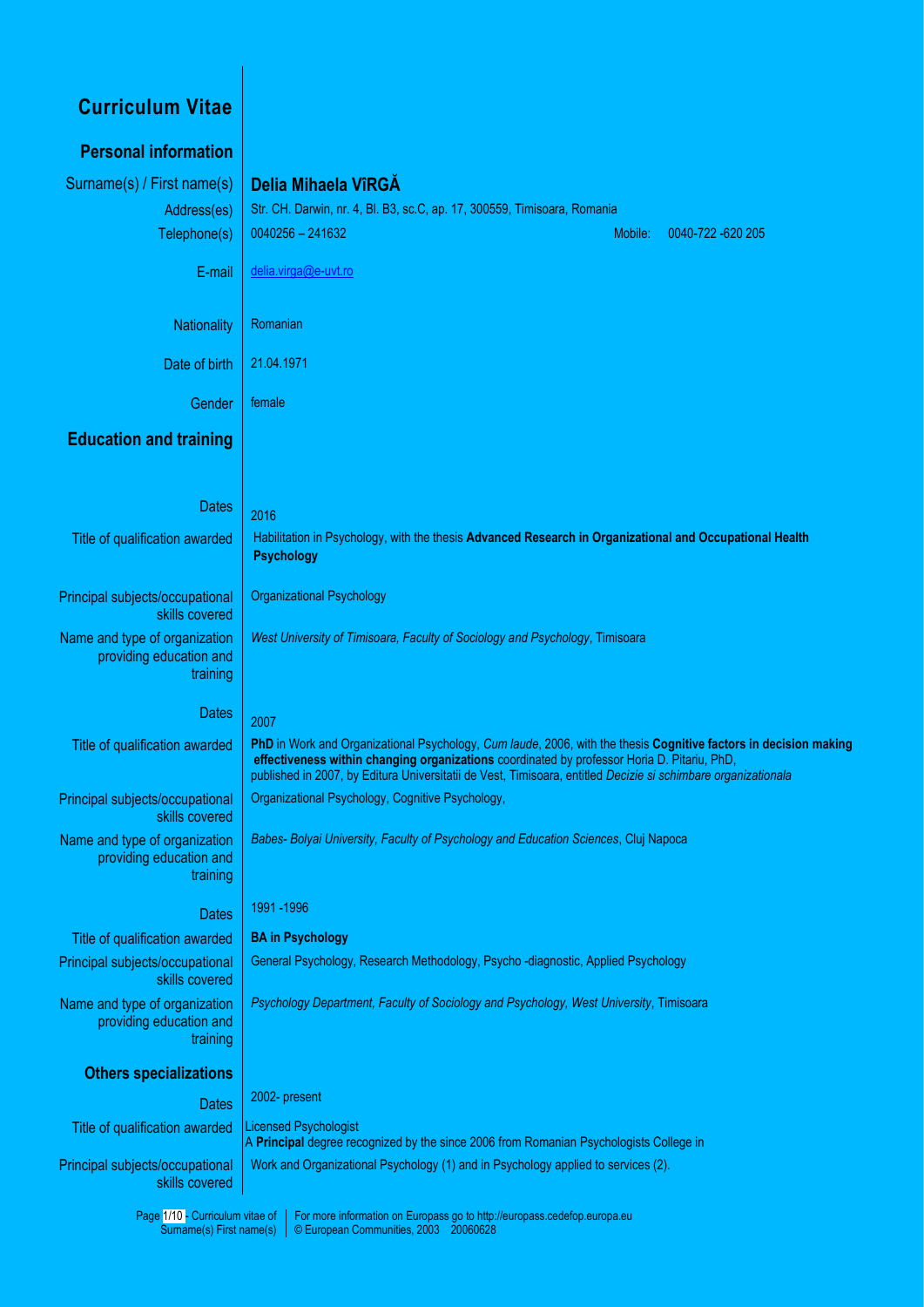# Curriculum Vitae

## Personal information

| | |
|---|---|
| Surname(s) / First name(s) | **Delia Mihaela VîRGĂ** |
| Address(es) | Str. CH. Darwin, nr. 4, Bl. B3, sc.C, ap. 17, 300559, Timisoara, Romania |
| Telephone(s) | 0040256 – 241632 Mobile: 0040-722 -620 205 |
| E-mail | delia.virga@e-uvt.ro |
| Nationality | Romanian |
| Date of birth | 21.04.1971 |
| Gender | female |

## Education and training

| | |
|---|---|
| Dates | 2016 |
| Title of qualification awarded | Habilitation in Psychology, with the thesis **Advanced Research in Organizational and Occupational Health Psychology** |
| Principal subjects/occupational skills covered | Organizational Psychology |
| Name and type of organization providing education and training | *West University of Timisoara, Faculty of Sociology and Psychology*, Timisoara |
| Dates | 2007 |
| Title of qualification awarded | **PhD** in Work and Organizational Psychology, *Cum laude*, 2006, with the thesis **Cognitive factors in decision making effectiveness within changing organizations** coordinated by professor Horia D. Pitariu, PhD, published in 2007, by Editura Universitatii de Vest, Timisoara, entitled *Decizie si schimbare organizationala* |
| Principal subjects/occupational skills covered | Organizational Psychology, Cognitive Psychology, |
| Name and type of organization providing education and training | *Babes- Bolyai University, Faculty of Psychology and Education Sciences*, Cluj Napoca |
| Dates | 1991 -1996 |
| Title of qualification awarded | **BA in Psychology** |
| Principal subjects/occupational skills covered | General Psychology, Research Methodology, Psycho -diagnostic, Applied Psychology |
| Name and type of organization providing education and training | *Psychology Department, Faculty of Sociology and Psychology, West University*, Timisoara |

## Others specializations

| | |
|---|---|
| Dates | 2002- present |
| Title of qualification awarded | Licensed Psychologist<br>A **Principal** degree recognized by the since 2006 from Romanian Psychologists College in |
| Principal subjects/occupational skills covered | Work and Organizational Psychology (1) and in Psychology applied to services (2). |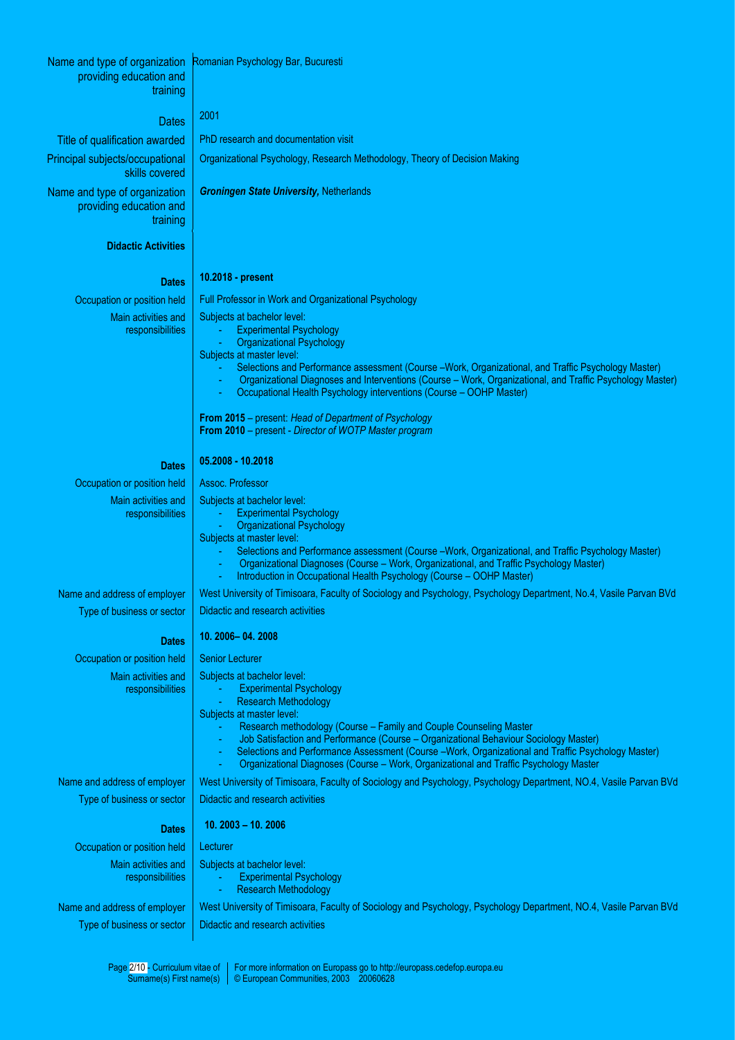| | |
|---|---|
| Name and type of organization providing education and training | Romanian Psychology Bar, Bucuresti |
| Dates | 2001 |
| Title of qualification awarded | PhD research and documentation visit |
| Principal subjects/occupational skills covered | Organizational Psychology, Research Methodology, Theory of Decision Making |
| Name and type of organization providing education and training | ***Groningen State University,*** Netherlands |

## Didactic Activities

| | |
|---|---|
| **Dates** | **10.2018 - present** |
| Occupation or position held | Full Professor in Work and Organizational Psychology |
| Main activities and responsibilities | Subjects at bachelor level:<br>- Experimental Psychology<br>- Organizational Psychology<br>Subjects at master level:<br>- Selections and Performance assessment (Course –Work, Organizational, and Traffic Psychology Master)<br>- Organizational Diagnoses and Interventions (Course – Work, Organizational, and Traffic Psychology Master)<br>- Occupational Health Psychology interventions (Course – OOHP Master)<br><br>**From 2015** – present: *Head of Department of Psychology*<br>**From 2010** – present - *Director of WOTP Master program* |
| **Dates** | **05.2008 - 10.2018** |
| Occupation or position held | Assoc. Professor |
| Main activities and responsibilities | Subjects at bachelor level:<br>- Experimental Psychology<br>- Organizational Psychology<br>Subjects at master level:<br>- Selections and Performance assessment (Course –Work, Organizational, and Traffic Psychology Master)<br>- Organizational Diagnoses (Course – Work, Organizational, and Traffic Psychology Master)<br>- Introduction in Occupational Health Psychology (Course – OOHP Master) |
| Name and address of employer | West University of Timisoara, Faculty of Sociology and Psychology, Psychology Department, No.4, Vasile Parvan BVd |
| Type of business or sector | Didactic and research activities |
| **Dates** | **10. 2006– 04. 2008** |
| Occupation or position held | Senior Lecturer |
| Main activities and responsibilities | Subjects at bachelor level:<br>- Experimental Psychology<br>- Research Methodology<br>Subjects at master level:<br>- Research methodology (Course – Family and Couple Counseling Master<br>- Job Satisfaction and Performance (Course – Organizational Behaviour Sociology Master)<br>- Selections and Performance Assessment (Course –Work, Organizational and Traffic Psychology Master)<br>- Organizational Diagnoses (Course – Work, Organizational and Traffic Psychology Master |
| Name and address of employer | West University of Timisoara, Faculty of Sociology and Psychology, Psychology Department, NO.4, Vasile Parvan BVd |
| Type of business or sector | Didactic and research activities |
| **Dates** | **10. 2003 – 10. 2006** |
| Occupation or position held | Lecturer |
| Main activities and responsibilities | Subjects at bachelor level:<br>- Experimental Psychology<br>- Research Methodology |
| Name and address of employer | West University of Timisoara, Faculty of Sociology and Psychology, Psychology Department, NO.4, Vasile Parvan BVd |
| Type of business or sector | Didactic and research activities |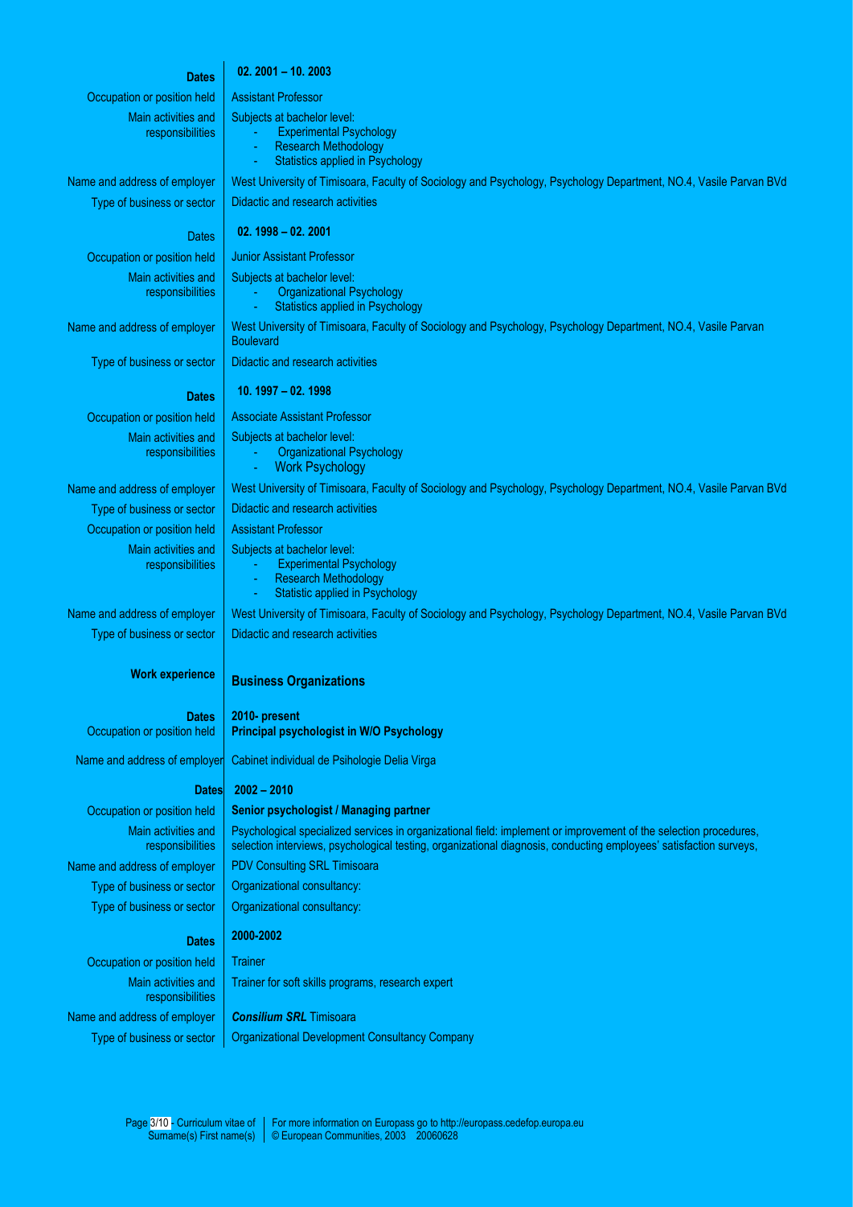| | |
|---|---|
| **Dates** | **02. 2001 – 10. 2003** |
| Occupation or position held | Assistant Professor |
| Main activities and responsibilities | Subjects at bachelor level:<br>- Experimental Psychology<br>- Research Methodology<br>- Statistics applied in Psychology |
| Name and address of employer | West University of Timisoara, Faculty of Sociology and Psychology, Psychology Department, NO.4, Vasile Parvan BVd |
| Type of business or sector | Didactic and research activities |
| Dates | **02. 1998 – 02. 2001** |
| Occupation or position held | Junior Assistant Professor |
| Main activities and responsibilities | Subjects at bachelor level:<br>- Organizational Psychology<br>- Statistics applied in Psychology |
| Name and address of employer | West University of Timisoara, Faculty of Sociology and Psychology, Psychology Department, NO.4, Vasile Parvan Boulevard |
| Type of business or sector | Didactic and research activities |
| **Dates** | **10. 1997 – 02. 1998** |
| Occupation or position held | Associate Assistant Professor |
| Main activities and responsibilities | Subjects at bachelor level:<br>- Organizational Psychology<br>- Work Psychology |
| Name and address of employer | West University of Timisoara, Faculty of Sociology and Psychology, Psychology Department, NO.4, Vasile Parvan BVd |
| Type of business or sector | Didactic and research activities |
| Occupation or position held | Assistant Professor |
| Main activities and responsibilities | Subjects at bachelor level:<br>- Experimental Psychology<br>- Research Methodology<br>- Statistic applied in Psychology |
| Name and address of employer | West University of Timisoara, Faculty of Sociology and Psychology, Psychology Department, NO.4, Vasile Parvan BVd |
| Type of business or sector | Didactic and research activities |
| **Work experience** | **Business Organizations** |
| **Dates** | **2010- present** |
| Occupation or position held | **Principal psychologist in W/O Psychology** |
| Name and address of employer | Cabinet individual de Psihologie Delia Virga |
| **Dates** | **2002 – 2010** |
| Occupation or position held | **Senior psychologist / Managing partner** |
| Main activities and responsibilities | Psychological specialized services in organizational field: implement or improvement of the selection procedures, selection interviews, psychological testing, organizational diagnosis, conducting employees' satisfaction surveys, |
| Name and address of employer | PDV Consulting SRL Timisoara |
| Type of business or sector | Organizational consultancy: |
| Type of business or sector | Organizational consultancy: |
| **Dates** | **2000-2002** |
| Occupation or position held | Trainer |
| Main activities and responsibilities | Trainer for soft skills programs, research expert |
| Name and address of employer | ***Consilium SRL*** Timisoara |
| Type of business or sector | Organizational Development Consultancy Company |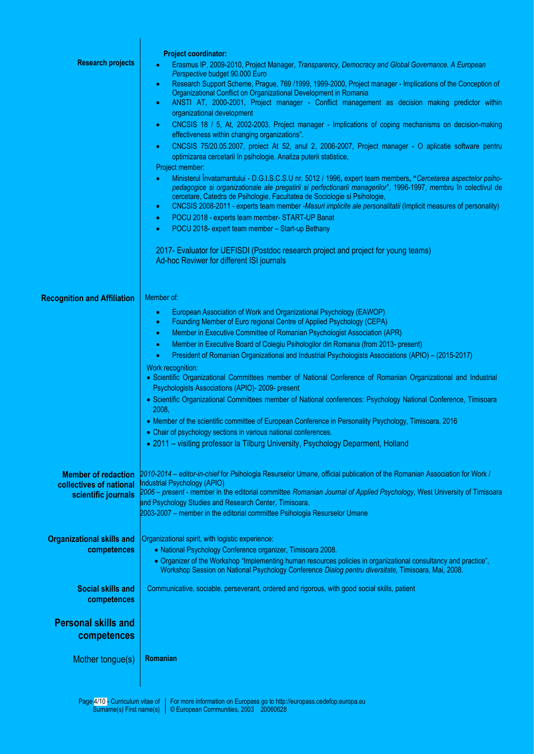## Research projects

**Project coordinator:**

- Erasmus IP, 2009-2010, Project Manager, *Transparency, Democracy and Global Governance. A European Perspective* budget 90.000 Euro
- Research Support Scheme, Prague, 769 /1999, 1999-2000, Project manager - Implications of the Conception of Organizational Conflict on Organizational Development in Romania
- ANSTI AT, 2000-2001, Project manager - Conflict management as decision making predictor within organizational development
- CNCSIS 18 / 5, At, 2002-2003, Project manager - Implications of coping mechanisms on decision-making effectiveness within changing organizations".
- CNCSIS 75/20.05.2007, proiect At 52, anul 2, 2006-2007, Project manager - O aplicatie software pentru optimizarea cercetarii în psihologie. Analiza puterii statistice,

Project member:

- Ministerul Învatamantului - D.G.I.S.C.S.U nr. 5012 / 1996, expert team members, "*Cercetarea aspectelor psiho-pedagogice si organizationale ale pregatirii si perfectionarii managerilor*", 1996-1997, membru în colectivul de cercetare, Catedra de Psihologie, Facultatea de Sociologie si Psihologie,
- CNCSIS 2008-2011 - experts team member -*Masuri implicite ale personalitatii* (Implicit measures of personality)
- POCU 2018 - experts team member- START-UP Banat
- POCU 2018- expert team member – Start-up Bethany

2017- Evaluator for UEFISDI (Postdoc research project and project for young teams)
Ad-hoc Reviwer for different ISI journals

## Recognition and Affiliation

Member of:

- European Association of Work and Organizational Psychology (EAWOP)
- Founding Member of Euro regional Centre of Applied Psychology (CEPA)
- Member in Executive Committee of Romanian Psychologist Association (APR)
- Member in Executive Board of Colegiu Psihologilor din Romania (from 2013- present)
- President of Romanian Organizational and Industrial Psychologists Associations (APIO) – (2015-2017)

Work recognition:

- Scientific Organizational Committees member of National Conference of Romanian Organizational and Industrial Psychologists Associations (APIO)- 2009- present
- Scientific Organizational Committees member of National conferences: Psychology National Conference, Timisoara 2008,
- Member of the scientific committee of European Conference in Personality Psychology, Timisoara, 2016
- Chair of psychology sections in various national conferences.
- 2011 – visiting professor la Tilburg University, Psychology Deparment, Holland

## Member of redaction collectives of national scientific journals

*2010-2014 – editor-in-chief* for *P*sihologia Resurselor Umane, official publication of the Romanian Association for Work / Industrial Psychology (APIO)
*2006 – present* - member in the editorial committee *Romanian Journal of Applied Psychology,* West University of Timisoara and Psychology Studies and Research Center, Timisoara.
2003-2007 – member in the editorial committee Psihologia Resurselor Umane

## Organizational skills and competences

Organizational spirit, with logistic experience:

- National Psychology Conference organizer, Timisoara 2008.
- Organizer of the Workshop "Implementing human resources policies in organizational consultancy and practice", Workshop Session on National Psychology Conference *Dialog pentru diversitate,* Timisoara, Mai, 2008.

## Social skills and competences

Communicative, sociable, perseverant, ordered and rigorous, with good social skills, patient

## Personal skills and competences

Mother tongue(s): **Romanian**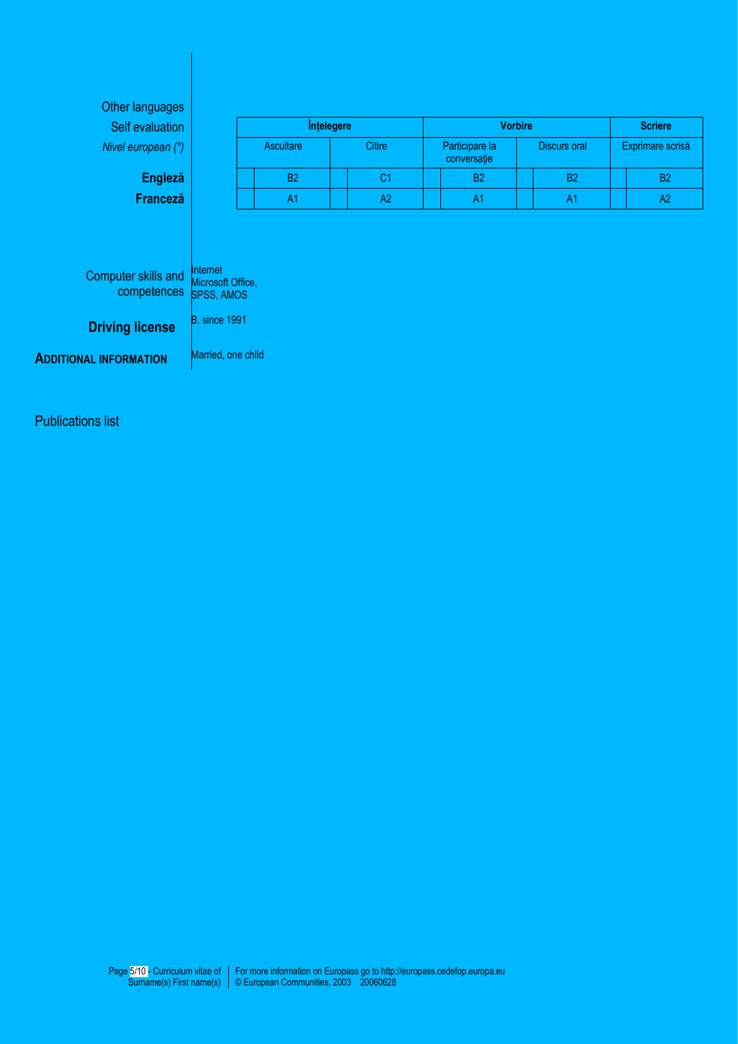Other languages

Self evaluation

*Nivel european (\*)*

| | Înțelegere | | Vorbire | | Scriere |
|---|---|---|---|---|---|
| | Ascultare | Citire | Participare la conversaţie | Discurs oral | Exprimare scrisă |
| **Engleză** | B2 | C1 | B2 | B2 | B2 |
| **Franceză** | A1 | A2 | A1 | A1 | A2 |

Computer skills and competences

Internet
Microsoft Office,
SPSS, AMOS

**Driving license**

B, since 1991

**ADDITIONAL INFORMATION**

Married, one child

Publications list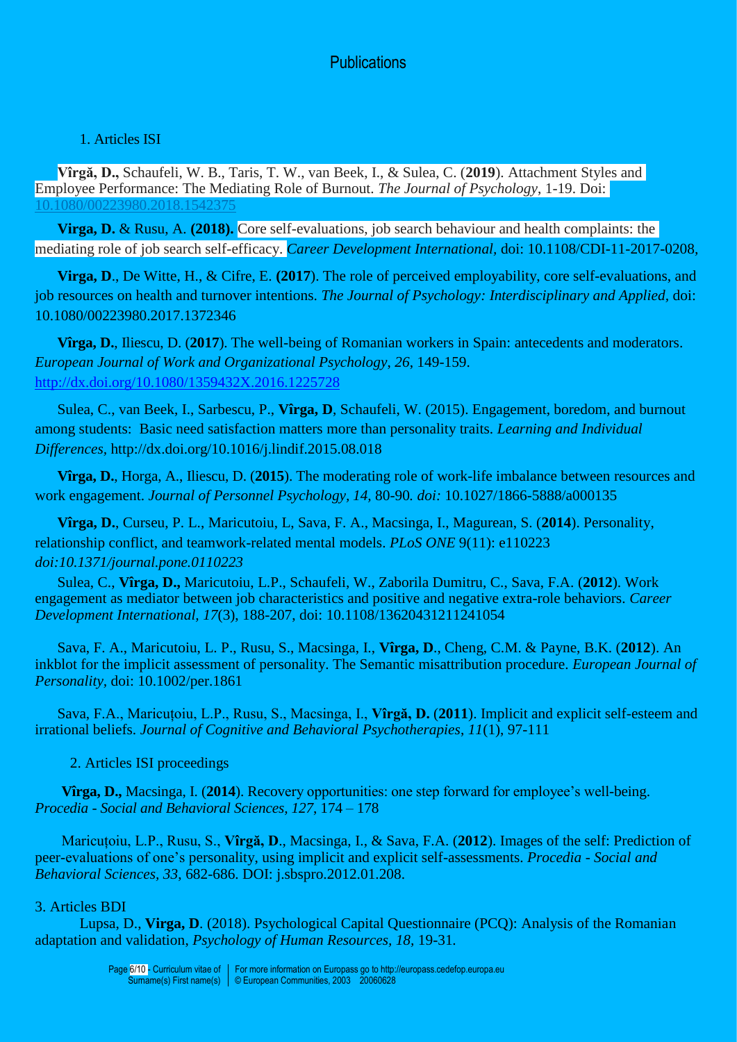# Publications

1. Articles ISI

**Vîrgă, D.,** Schaufeli, W. B., Taris, T. W., van Beek, I., & Sulea, C. (**2019**). Attachment Styles and Employee Performance: The Mediating Role of Burnout. *The Journal of Psychology*, 1-19. Doi: 10.1080/00223980.2018.1542375

**Virga, D.** & Rusu, A. **(2018).** Core self-evaluations, job search behaviour and health complaints: the mediating role of job search self-efficacy. *Career Development International*, doi: 10.1108/CDI-11-2017-0208,

**Virga, D**., De Witte, H., & Cifre, E. **(2017**). The role of perceived employability, core self-evaluations, and job resources on health and turnover intentions. *The Journal of Psychology: Interdisciplinary and Applied*, doi: 10.1080/00223980.2017.1372346

**Vîrga, D.**, Iliescu, D. (**2017**). The well-being of Romanian workers in Spain: antecedents and moderators. *European Journal of Work and Organizational Psychology*, *26*, 149-159. http://dx.doi.org/10.1080/1359432X.2016.1225728

Sulea, C., van Beek, I., Sarbescu, P., **Vîrga, D**, Schaufeli, W. (2015). Engagement, boredom, and burnout among students: Basic need satisfaction matters more than personality traits. *Learning and Individual Differences,* http://dx.doi.org/10.1016/j.lindif.2015.08.018

**Vîrga, D.**, Horga, A., Iliescu, D. (**2015**). The moderating role of work-life imbalance between resources and work engagement. *Journal of Personnel Psychology*, *14,* 80-90*. doi:* 10.1027/1866-5888/a000135

**Vîrga, D.**, Curseu, P. L., Maricutoiu, L, Sava, F. A., Macsinga, I., Magurean, S. (**2014**). Personality, relationship conflict, and teamwork-related mental models. *PLoS ONE* 9(11): e110223 *doi:10.1371/journal.pone.0110223*

Sulea, C., **Vîrga, D.,** Maricutoiu, L.P., Schaufeli, W., Zaborila Dumitru, C., Sava, F.A. (**2012**). Work engagement as mediator between job characteristics and positive and negative extra-role behaviors. *Career Development International, 17*(3), 188-207, doi: 10.1108/13620431211241054

Sava, F. A., Maricutoiu, L. P., Rusu, S., Macsinga, I., **Vîrga, D**., Cheng, C.M. & Payne, B.K. (**2012**). An inkblot for the implicit assessment of personality. The Semantic misattribution procedure. *European Journal of Personality*, doi: 10.1002/per.1861

Sava, F.A., Maricuțoiu, L.P., Rusu, S., Macsinga, I., **Vîrgă, D.** (**2011**). Implicit and explicit self-esteem and irrational beliefs. *Journal of Cognitive and Behavioral Psychotherapies*, *11*(1), 97-111

2. Articles ISI proceedings

**Vîrga, D.,** Macsinga, I. (**2014**). Recovery opportunities: one step forward for employee's well-being. *Procedia - Social and Behavioral Sciences, 127*, 174 – 178

Maricuțoiu, L.P., Rusu, S., **Vîrgă, D**., Macsinga, I., & Sava, F.A. (**2012**). Images of the self: Prediction of peer-evaluations of one's personality, using implicit and explicit self-assessments. *Procedia - Social and Behavioral Sciences, 33*, 682-686. DOI: j.sbspro.2012.01.208.

3. Articles BDI

Lupsa, D., **Virga, D**. (2018). Psychological Capital Questionnaire (PCQ): Analysis of the Romanian adaptation and validation, *Psychology of Human Resources, 18,* 19-31.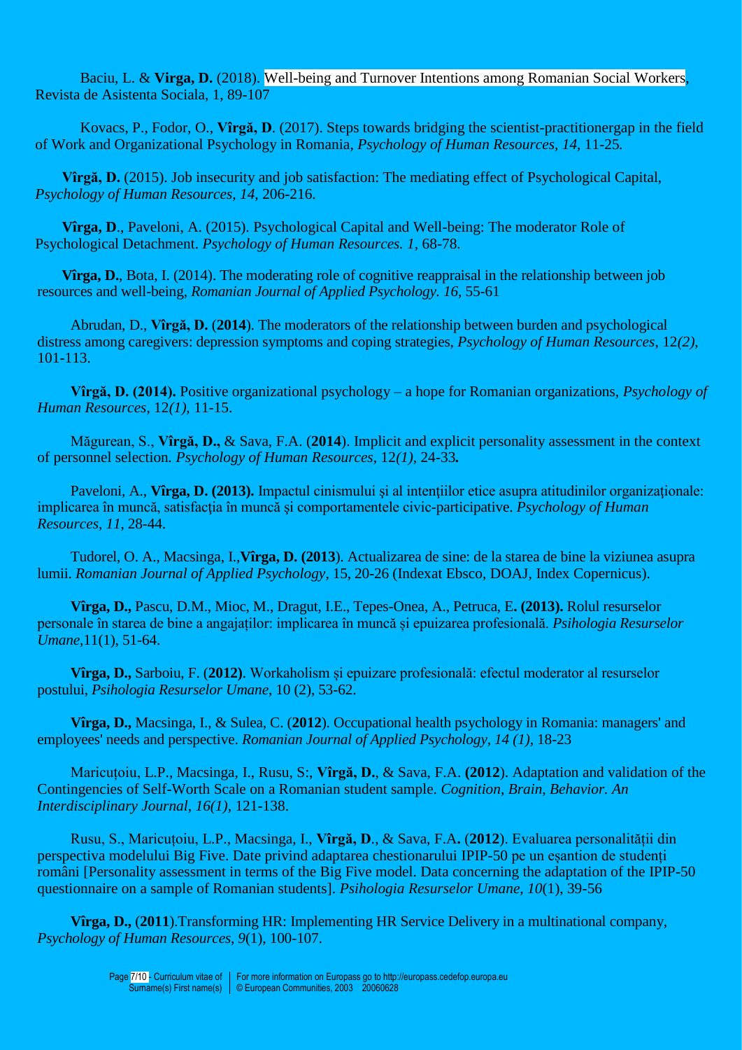Baciu, L. & **Virga, D.** (2018). Well-being and Turnover Intentions among Romanian Social Workers, Revista de Asistenta Sociala, 1, 89-107

Kovacs, P., Fodor, O., **Vîrgă, D**. (2017). Steps towards bridging the scientist-practitionergap in the field of Work and Organizational Psychology in Romania, *Psychology of Human Resources, 14,* 11-25*.*

**Vîrgă, D.** (2015). Job insecurity and job satisfaction: The mediating effect of Psychological Capital, *Psychology of Human Resources, 14,* 206-216.

**Vîrga, D**., Paveloni, A. (2015). Psychological Capital and Well-being: The moderator Role of Psychological Detachment. *Psychology of Human Resources. 1,* 68-78.

**Vîrga, D.**, Bota, I. (2014). The moderating role of cognitive reappraisal in the relationship between job resources and well-being, *Romanian Journal of Applied Psychology. 16,* 55-61

Abrudan, D., **Vîrgă, D.** (**2014**). The moderators of the relationship between burden and psychological distress among caregivers: depression symptoms and coping strategies, *Psychology of Human Resources*, 12*(2),* 101-113.

**Vîrgă, D. (2014).** Positive organizational psychology – a hope for Romanian organizations, *Psychology of Human Resources*, 12*(1),* 11-15.

Măgurean, S., **Vîrgă, D.,** & Sava, F.A. (**2014**). Implicit and explicit personality assessment in the context of personnel selection*. Psychology of Human Resources,* 12*(1),* 24-33*.*

Paveloni, A., **Vîrga, D. (2013).** Impactul cinismului şi al intenţiilor etice asupra atitudinilor organizaţionale: implicarea în muncă, satisfacţia în muncă şi comportamentele civic-participative. *Psychology of Human Resources, 11,* 28-44.

Tudorel, O. A., Macsinga, I.,**Vîrga, D. (2013**). Actualizarea de sine: de la starea de bine la viziunea asupra lumii. *Romanian Journal of Applied Psychology,* 15, 20-26 (Indexat Ebsco, DOAJ, Index Copernicus).

**Vîrga, D.,** Pascu, D.M., Mioc, M., Dragut, I.E., Tepes-Onea, A., Petruca, E**. (2013).** Rolul resurselor personale în starea de bine a angajaților: implicarea în muncă și epuizarea profesională. *Psihologia Resurselor Umane,*11(1), 51-64.

**Vîrga, D.,** Sarboiu, F. (**2012)**. Workaholism și epuizare profesională: efectul moderator al resurselor postului, *Psihologia Resurselor Umane*, 10 (2), 53-62.

**Vîrga, D.,** Macsinga, I., & Sulea, C. (**2012**). Occupational health psychology in Romania: managers' and employees' needs and perspective. *Romanian Journal of Applied Psychology, 14 (1),* 18-23

Maricuțoiu, L.P., Macsinga, I., Rusu, S:, **Vîrgă, D.**, & Sava, F.A. **(2012**). Adaptation and validation of the Contingencies of Self-Worth Scale on a Romanian student sample. *Cognition, Brain, Behavior. An Interdisciplinary Journal, 16(1),* 121-138.

Rusu, S., Maricuțoiu, L.P., Macsinga, I., **Vîrgă, D**., & Sava, F.A**.** (**2012**). Evaluarea personalității din perspectiva modelului Big Five. Date privind adaptarea chestionarului IPIP-50 pe un eșantion de studenți români [Personality assessment in terms of the Big Five model. Data concerning the adaptation of the IPIP-50 questionnaire on a sample of Romanian students]. *Psihologia Resurselor Umane, 10*(1), 39-56

**Vîrga, D.,** (**2011**).Transforming HR: Implementing HR Service Delivery in a multinational company, *Psychology of Human Resources, 9*(1), 100-107.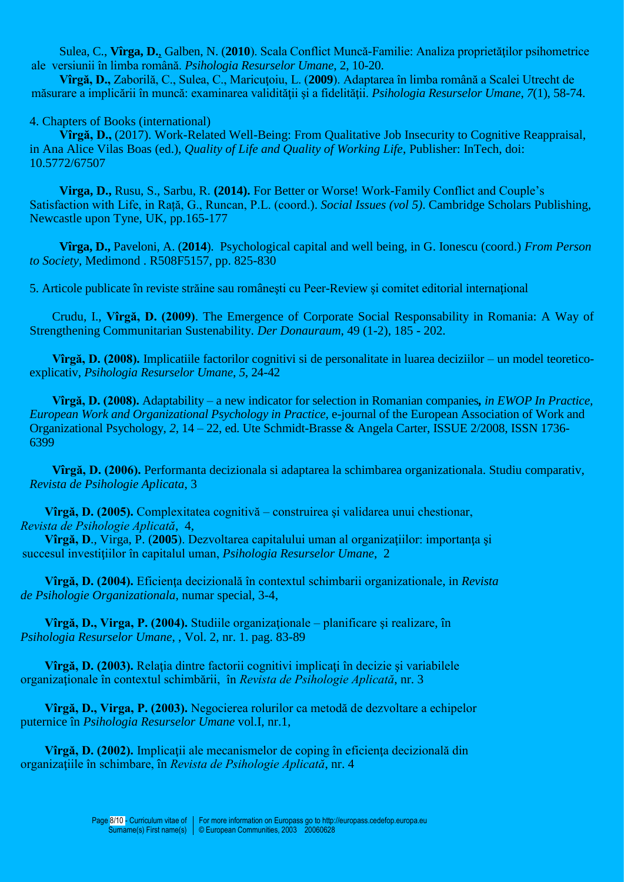Sulea, C., **Vîrga, D.**, Galben, N. (**2010**). Scala Conflict Muncă-Familie: Analiza proprietăţilor psihometrice ale versiunii în limba română. *Psihologia Resurselor Umane*, 2, 10-20.

**Vîrgă, D.,** Zaborilă, C., Sulea, C., Maricuţoiu, L. (**2009**). Adaptarea în limba română a Scalei Utrecht de măsurare a implicării în muncă: examinarea validităţii şi a fidelităţii. *Psihologia Resurselor Umane, 7*(1), 58-74.

4. Chapters of Books (international)

**Vîrgă, D.,** (2017). Work-Related Well-Being: From Qualitative Job Insecurity to Cognitive Reappraisal, in Ana Alice Vilas Boas (ed.), *Quality of Life and Quality of Working Life*, Publisher: InTech, doi: 10.5772/67507

**Virga, D.,** Rusu, S., Sarbu, R. **(2014).** For Better or Worse! Work-Family Conflict and Couple's Satisfaction with Life, in Rață, G., Runcan, P.L. (coord.). *Social Issues (vol 5)*. Cambridge Scholars Publishing, Newcastle upon Tyne, UK, pp.165-177

**Vîrga, D.,** Paveloni, A. (**2014**). Psychological capital and well being, in G. Ionescu (coord.) *From Person to Society*, Medimond . R508F5157, pp. 825-830

5. Articole publicate în reviste străine sau româneşti cu Peer-Review şi comitet editorial internaţional

Crudu, I., **Vîrgă, D. (2009)**. The Emergence of Corporate Social Responsability in Romania: A Way of Strengthening Communitarian Sustenability. *Der Donauraum*, 49 (1-2), 185 - 202.

**Vîrgă, D. (2008).** Implicatiile factorilor cognitivi si de personalitate in luarea deciziilor – un model teoretico-explicativ, *Psihologia Resurselor Umane, 5*, 24-42

**Vîrgă, D. (2008).** Adaptability – a new indicator for selection in Romanian companies*, in EWOP In Practice, European Work and Organizational Psychology in Practice*, e-journal of the European Association of Work and Organizational Psychology, *2*, 14 – 22, ed. Ute Schmidt-Brasse & Angela Carter, ISSUE 2/2008, ISSN 1736-6399

**Vîrgă, D. (2006).** Performanta decizionala si adaptarea la schimbarea organizationala. Studiu comparativ, *Revista de Psihologie Aplicata*, 3

**Vîrgă, D. (2005).** Complexitatea cognitivă – construirea şi validarea unui chestionar, *Revista de Psihologie Aplicată*, 4,

**Vîrgă, D**., Virga, P. (**2005**). Dezvoltarea capitalului uman al organizaţiilor: importanţa şi succesul investiţiilor în capitalul uman, *Psihologia Resurselor Umane,* 2

**Vîrgă, D. (2004).** Eficienţa decizională în contextul schimbarii organizationale, in *Revista de Psihologie Organizationala*, numar special, 3-4,

**Vîrgă, D., Virga, P. (2004).** Studiile organizaţionale – planificare şi realizare, în *Psihologia Resurselor Umane*, , Vol. 2, nr. 1. pag. 83-89

**Vîrgă, D. (2003).** Relaţia dintre factorii cognitivi implicaţi în decizie şi variabilele organizaţionale în contextul schimbării, în *Revista de Psihologie Aplicată*, nr. 3

**Vîrgă, D., Virga, P. (2003).** Negocierea rolurilor ca metodă de dezvoltare a echipelor puternice în *Psihologia Resurselor Umane* vol.I, nr.1,

**Vîrgă, D. (2002).** Implicaţii ale mecanismelor de coping în eficienţa decizională din organizaţiile în schimbare, în *Revista de Psihologie Aplicată*, nr. 4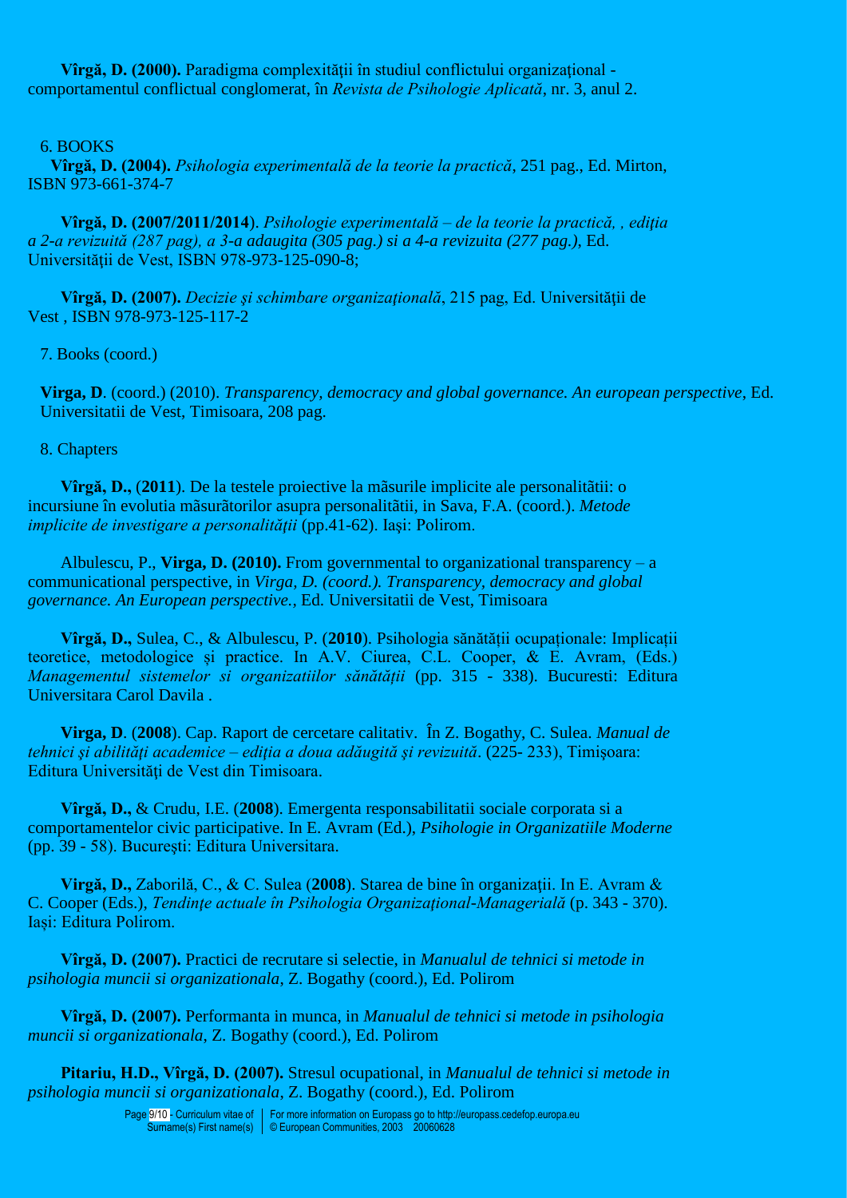**Vîrgă, D. (2000).** Paradigma complexității în studiul conflictului organizațional - comportamentul conflictual conglomerat, în *Revista de Psihologie Aplicată*, nr. 3, anul 2.

6. BOOKS

**Vîrgă, D. (2004).** *Psihologia experimentală de la teorie la practică*, 251 pag., Ed. Mirton, ISBN 973-661-374-7

**Vîrgă, D. (2007/2011/2014**). *Psihologie experimentală – de la teorie la practică, , ediția a 2-a revizuită (287 pag), a 3-a adaugita (305 pag.) si a 4-a revizuita (277 pag.)*, Ed. Universității de Vest, ISBN 978-973-125-090-8;

**Vîrgă, D. (2007).** *Decizie şi schimbare organizaţională*, 215 pag, Ed. Universităţii de Vest , ISBN 978-973-125-117-2

7. Books (coord.)

**Virga, D**. (coord.) (2010). *Transparency, democracy and global governance. An european perspective*, Ed. Universitatii de Vest, Timisoara, 208 pag.

8. Chapters

**Vîrgă, D.,** (**2011**). De la testele proiective la mãsurile implicite ale personalitãtii: o incursiune în evolutia mãsurãtorilor asupra personalitãtii, in Sava, F.A. (coord.). *Metode implicite de investigare a personalității* (pp.41-62). Iași: Polirom.

Albulescu, P., **Virga, D. (2010).** From governmental to organizational transparency – a communicational perspective, in *Virga, D. (coord.). Transparency, democracy and global governance. An European perspective.,* Ed. Universitatii de Vest, Timisoara

**Vîrgă, D.,** Sulea, C., & Albulescu, P. (**2010**). Psihologia sănătății ocupaționale: Implicații teoretice, metodologice și practice. In A.V. Ciurea, C.L. Cooper, & E. Avram, (Eds.) *Managementul sistemelor si organizatiilor sănătății* (pp. 315 - 338). Bucuresti: Editura Universitara Carol Davila .

**Virga, D**. (**2008**). Cap. Raport de cercetare calitativ. În Z. Bogathy, C. Sulea. *Manual de tehnici și abilități academice – ediția a doua adăugită și revizuită*. (225- 233), Timișoara: Editura Universități de Vest din Timisoara.

**Vîrgă, D.,** & Crudu, I.E. (**2008**). Emergenta responsabilitatii sociale corporata si a comportamentelor civic participative. In E. Avram (Ed.), *Psihologie in Organizatiile Moderne* (pp. 39 - 58). Bucureşti: Editura Universitara.

**Virgă, D.,** Zaborilă, C., & C. Sulea (**2008**). Starea de bine în organizaţii. In E. Avram & C. Cooper (Eds.), *Tendinţe actuale în Psihologia Organizaţional-Managerială* (p. 343 - 370). Iași: Editura Polirom.

**Vîrgă, D. (2007).** Practici de recrutare si selectie, in *Manualul de tehnici si metode in psihologia muncii si organizationala*, Z. Bogathy (coord.), Ed. Polirom

**Vîrgă, D. (2007).** Performanta in munca, in *Manualul de tehnici si metode in psihologia muncii si organizationala*, Z. Bogathy (coord.), Ed. Polirom

**Pitariu, H.D., Vîrgă, D. (2007).** Stresul ocupational, in *Manualul de tehnici si metode in psihologia muncii si organizationala*, Z. Bogathy (coord.), Ed. Polirom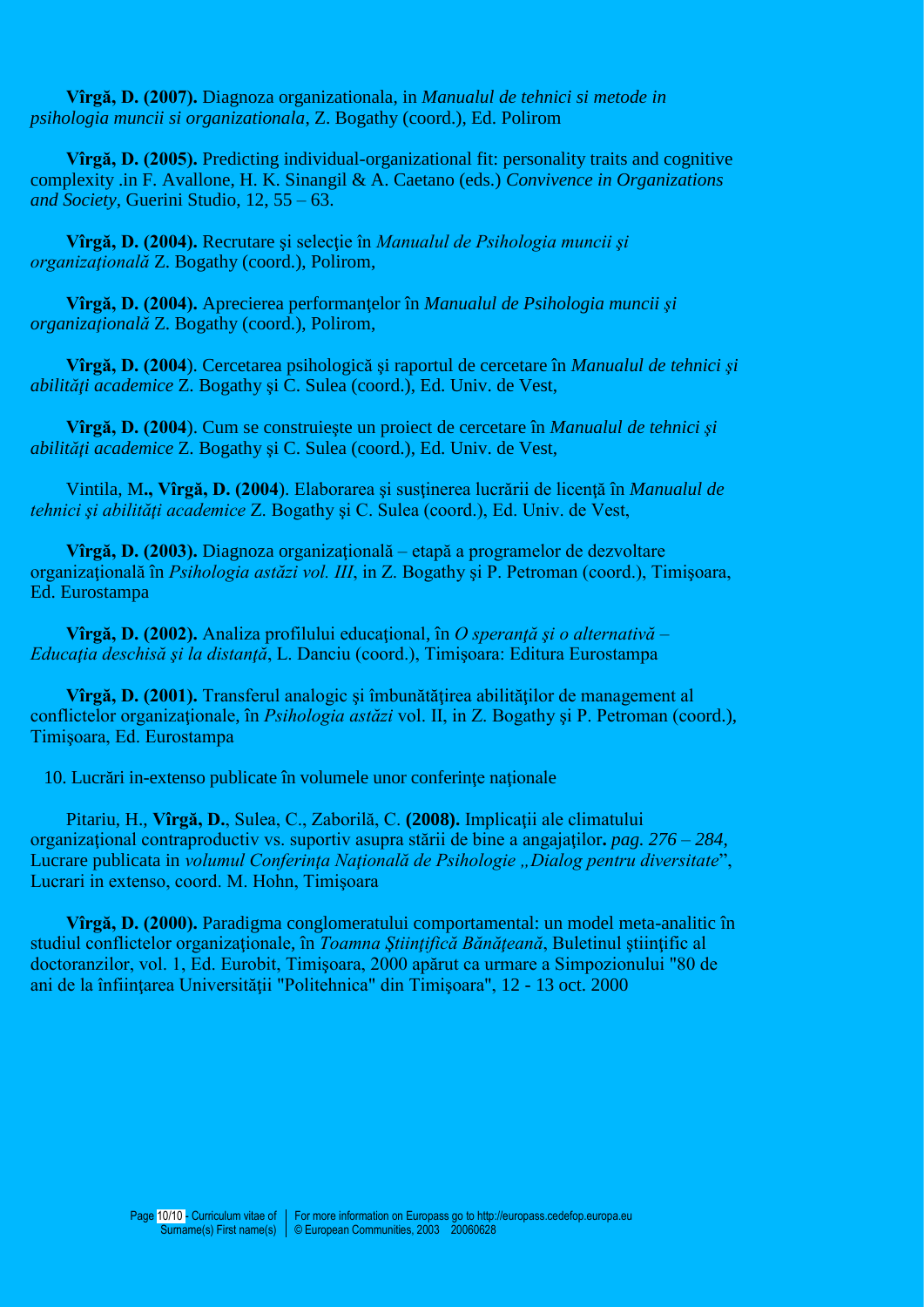**Vîrgă, D. (2007).** Diagnoza organizationala, in *Manualul de tehnici si metode in psihologia muncii si organizationala*, Z. Bogathy (coord.), Ed. Polirom

**Vîrgă, D. (2005).** Predicting individual-organizational fit: personality traits and cognitive complexity .in F. Avallone, H. K. Sinangil & A. Caetano (eds.) *Convivence in Organizations and Society*, Guerini Studio, 12, 55 – 63.

**Vîrgă, D. (2004).** Recrutare şi selecţie în *Manualul de Psihologia muncii şi organizaţională* Z. Bogathy (coord.), Polirom,

**Vîrgă, D. (2004).** Aprecierea performanţelor în *Manualul de Psihologia muncii şi organizaţională* Z. Bogathy (coord.), Polirom,

**Vîrgă, D. (2004**). Cercetarea psihologică şi raportul de cercetare în *Manualul de tehnici şi abilităţi academice* Z. Bogathy şi C. Sulea (coord.), Ed. Univ. de Vest,

**Vîrgă, D. (2004**). Cum se construieşte un proiect de cercetare în *Manualul de tehnici şi abilităţi academice* Z. Bogathy şi C. Sulea (coord.), Ed. Univ. de Vest,

Vintila, M**., Vîrgă, D. (2004**). Elaborarea şi susţinerea lucrării de licenţă în *Manualul de tehnici şi abilităţi academice* Z. Bogathy şi C. Sulea (coord.), Ed. Univ. de Vest,

**Vîrgă, D. (2003).** Diagnoza organizaţională – etapă a programelor de dezvoltare organizaţională în *Psihologia astăzi vol. III*, in Z. Bogathy şi P. Petroman (coord.), Timişoara, Ed. Eurostampa

**Vîrgă, D. (2002).** Analiza profilului educaţional, în *O speranţă şi o alternativă – Educaţia deschisă şi la distanţă*, L. Danciu (coord.), Timişoara: Editura Eurostampa

**Vîrgă, D. (2001).** Transferul analogic şi îmbunătăţirea abilităţilor de management al conflictelor organizaţionale, în *Psihologia astăzi* vol. II, in Z. Bogathy şi P. Petroman (coord.), Timişoara, Ed. Eurostampa

10. Lucrări in-extenso publicate în volumele unor conferinţe naţionale

Pitariu, H., **Vîrgă, D.**, Sulea, C., Zaborilă, C. **(2008).** Implicaţii ale climatului organizaţional contraproductiv vs. suportiv asupra stării de bine a angajaţilor**.** *pag. 276 – 284,* Lucrare publicata in *volumul Conferinţa Naţională de Psihologie „Dialog pentru diversitate*", Lucrari in extenso, coord. M. Hohn, Timişoara

**Vîrgă, D. (2000).** Paradigma conglomeratului comportamental: un model meta-analitic în studiul conflictelor organizaţionale, în *Toamna Ştiinţifică Bănăţeană*, Buletinul ştiinţific al doctoranzilor, vol. 1, Ed. Eurobit, Timişoara, 2000 apărut ca urmare a Simpozionului "80 de ani de la înfiinţarea Universităţii "Politehnica" din Timişoara", 12 - 13 oct. 2000